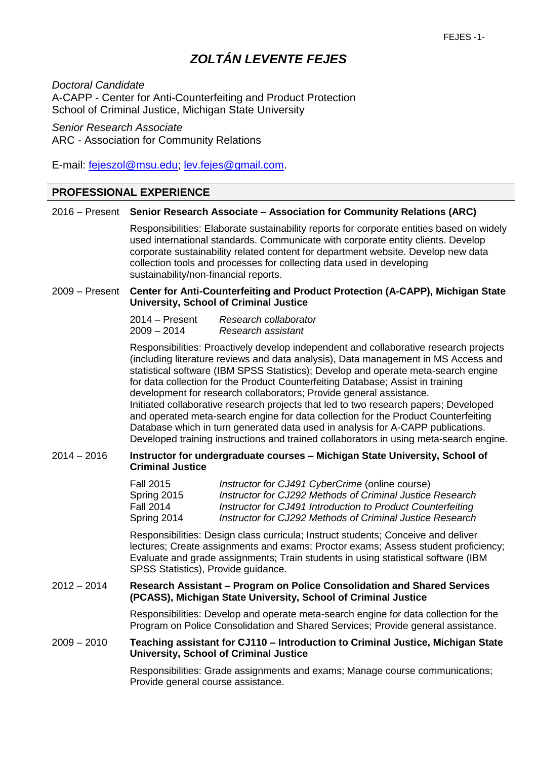# *ZOLTÁN LEVENTE FEJES*

*Doctoral Candidate*
A-CAPP - Center for Anti-Counterfeiting and Product Protection
School of Criminal Justice, Michigan State University

*Senior Research Associate*
ARC - Association for Community Relations

E-mail: [fejeszol@msu.edu](mailto:fejeszol@msu.edu); [lev.fejes@gmail.com](mailto:lev.fejes@gmail.com).

## PROFESSIONAL EXPERIENCE

**2016 – Present — Senior Research Associate – Association for Community Relations (ARC)**

Responsibilities: Elaborate sustainability reports for corporate entities based on widely used international standards. Communicate with corporate entity clients. Develop corporate sustainability related content for department website. Develop new data collection tools and processes for collecting data used in developing sustainability/non-financial reports.

**2009 – Present — Center for Anti-Counterfeiting and Product Protection (A-CAPP), Michigan State University, School of Criminal Justice**

2014 – Present — *Research collaborator*
2009 – 2014 — *Research assistant*

Responsibilities: Proactively develop independent and collaborative research projects (including literature reviews and data analysis), Data management in MS Access and statistical software (IBM SPSS Statistics); Develop and operate meta-search engine for data collection for the Product Counterfeiting Database; Assist in training development for research collaborators; Provide general assistance.
Initiated collaborative research projects that led to two research papers; Developed and operated meta-search engine for data collection for the Product Counterfeiting Database which in turn generated data used in analysis for A-CAPP publications. Developed training instructions and trained collaborators in using meta-search engine.

**2014 – 2016 — Instructor for undergraduate courses – Michigan State University, School of Criminal Justice**

Fall 2015 — *Instructor for CJ491 CyberCrime* (online course)
Spring 2015 — *Instructor for CJ292 Methods of Criminal Justice Research*
Fall 2014 — *Instructor for CJ491 Introduction to Product Counterfeiting*
Spring 2014 — *Instructor for CJ292 Methods of Criminal Justice Research*

Responsibilities: Design class curricula; Instruct students; Conceive and deliver lectures; Create assignments and exams; Proctor exams; Assess student proficiency; Evaluate and grade assignments; Train students in using statistical software (IBM SPSS Statistics), Provide guidance.

**2012 – 2014 — Research Assistant – Program on Police Consolidation and Shared Services (PCASS), Michigan State University, School of Criminal Justice**

Responsibilities: Develop and operate meta-search engine for data collection for the Program on Police Consolidation and Shared Services; Provide general assistance.

**2009 – 2010 — Teaching assistant for CJ110 – Introduction to Criminal Justice, Michigan State University, School of Criminal Justice**

Responsibilities: Grade assignments and exams; Manage course communications; Provide general course assistance.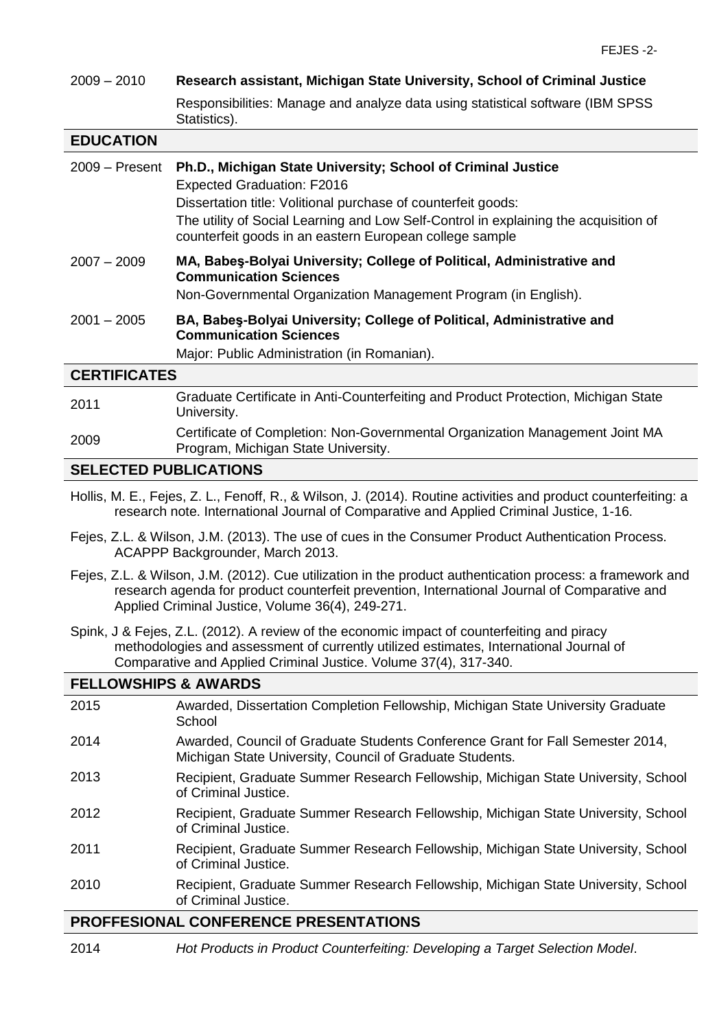2009 – 2010 **Research assistant, Michigan State University, School of Criminal Justice**

Responsibilities: Manage and analyze data using statistical software (IBM SPSS Statistics).

## EDUCATION

2009 – Present **Ph.D., Michigan State University; School of Criminal Justice**

Expected Graduation: F2016

Dissertation title: Volitional purchase of counterfeit goods:

The utility of Social Learning and Low Self-Control in explaining the acquisition of counterfeit goods in an eastern European college sample

2007 – 2009 **MA, Babeş-Bolyai University; College of Political, Administrative and Communication Sciences**

Non-Governmental Organization Management Program (in English).

2001 – 2005 **BA, Babeş-Bolyai University; College of Political, Administrative and Communication Sciences**

Major: Public Administration (in Romanian).

## CERTIFICATES

2011 Graduate Certificate in Anti-Counterfeiting and Product Protection, Michigan State University.

2009 Certificate of Completion: Non-Governmental Organization Management Joint MA Program, Michigan State University.

## SELECTED PUBLICATIONS

Hollis, M. E., Fejes, Z. L., Fenoff, R., & Wilson, J. (2014). Routine activities and product counterfeiting: a research note. International Journal of Comparative and Applied Criminal Justice, 1-16.

Fejes, Z.L. & Wilson, J.M. (2013). The use of cues in the Consumer Product Authentication Process. ACAPPP Backgrounder, March 2013.

Fejes, Z.L. & Wilson, J.M. (2012). Cue utilization in the product authentication process: a framework and research agenda for product counterfeit prevention, International Journal of Comparative and Applied Criminal Justice, Volume 36(4), 249-271.

Spink, J & Fejes, Z.L. (2012). A review of the economic impact of counterfeiting and piracy methodologies and assessment of currently utilized estimates, International Journal of Comparative and Applied Criminal Justice. Volume 37(4), 317-340.

## FELLOWSHIPS & AWARDS

2015 Awarded, Dissertation Completion Fellowship, Michigan State University Graduate School

2014 Awarded, Council of Graduate Students Conference Grant for Fall Semester 2014, Michigan State University, Council of Graduate Students.

2013 Recipient, Graduate Summer Research Fellowship, Michigan State University, School of Criminal Justice.

2012 Recipient, Graduate Summer Research Fellowship, Michigan State University, School of Criminal Justice.

2011 Recipient, Graduate Summer Research Fellowship, Michigan State University, School of Criminal Justice.

2010 Recipient, Graduate Summer Research Fellowship, Michigan State University, School of Criminal Justice.

## PROFFESIONAL CONFERENCE PRESENTATIONS

2014 *Hot Products in Product Counterfeiting: Developing a Target Selection Model*.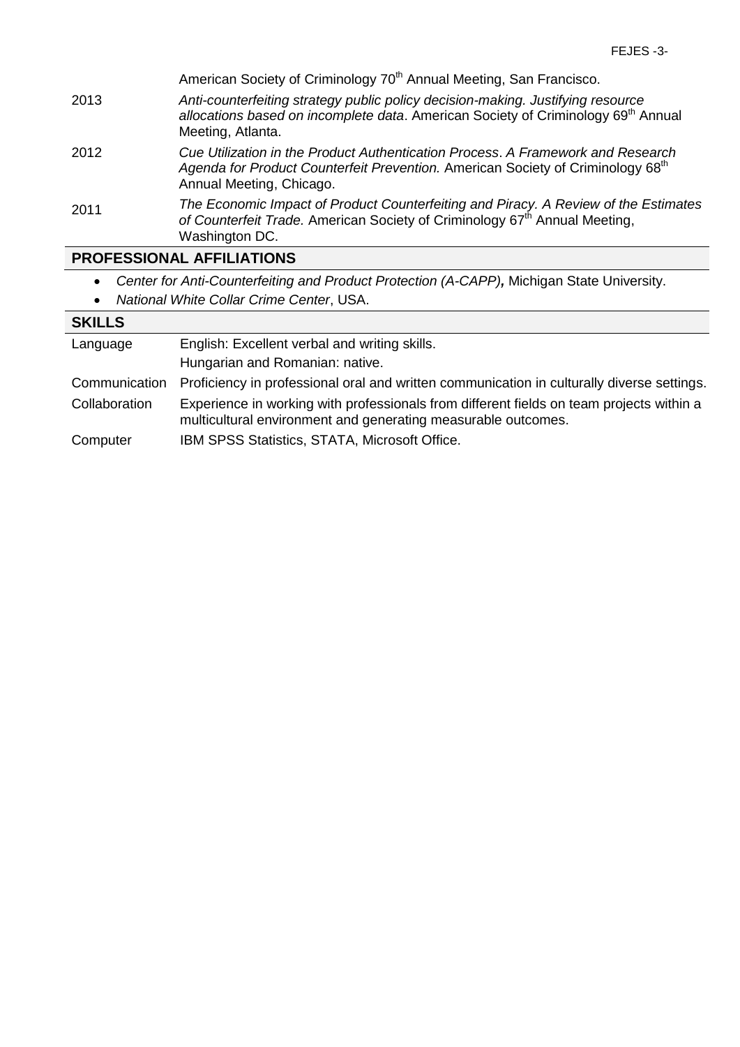| | |
|---|---|
| | American Society of Criminology 70th Annual Meeting, San Francisco. |
| 2013 | *Anti-counterfeiting strategy public policy decision-making. Justifying resource allocations based on incomplete data*. American Society of Criminology 69th Annual Meeting, Atlanta. |
| 2012 | *Cue Utilization in the Product Authentication Process*. *A Framework and Research Agenda for Product Counterfeit Prevention.* American Society of Criminology 68th Annual Meeting, Chicago. |
| 2011 | *The Economic Impact of Product Counterfeiting and Piracy. A Review of the Estimates of Counterfeit Trade.* American Society of Criminology 67th Annual Meeting, Washington DC. |

## PROFESSIONAL AFFILIATIONS

- *Center for Anti-Counterfeiting and Product Protection (A-CAPP)***,** Michigan State University.
- *National White Collar Crime Center*, USA.

## SKILLS

| | |
|---|---|
| Language | English: Excellent verbal and writing skills.<br>Hungarian and Romanian: native. |
| Communication | Proficiency in professional oral and written communication in culturally diverse settings. |
| Collaboration | Experience in working with professionals from different fields on team projects within a multicultural environment and generating measurable outcomes. |
| Computer | IBM SPSS Statistics, STATA, Microsoft Office. |